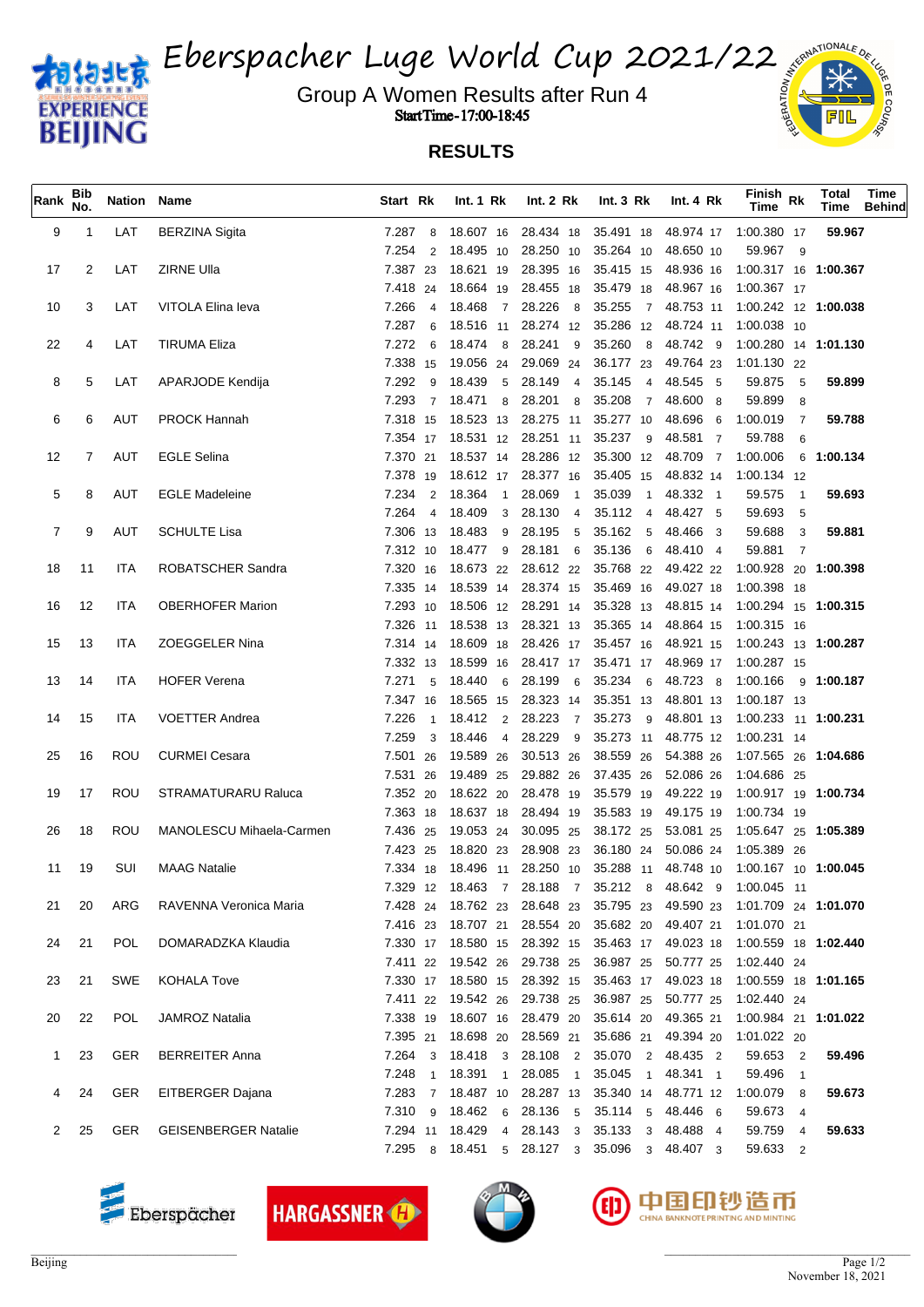# Eberspacher Luge World Cup 2021/22

## Group A Women Results after Run 4

Start Time - 17:00-18:45

## RESULTS

| Rank | Bib No. | Nation | Name | Start | Rk | Int. 1 | Rk | Int. 2 | Rk | Int. 3 | Rk | Int. 4 | Rk | Finish Time | Rk | Total Time | Time Behind |
|---|---|---|---|---|---|---|---|---|---|---|---|---|---|---|---|---|---|
| 9 | 1 | LAT | BERZINA Sigita | 7.287 | 8 | 18.607 | 16 | 28.434 | 18 | 35.491 | 18 | 48.974 | 17 | 1:00.380 | 17 | 59.967 | |
| | | | | 7.254 | 2 | 18.495 | 10 | 28.250 | 10 | 35.264 | 10 | 48.650 | 10 | 59.967 | 9 | | |
| 17 | 2 | LAT | ZIRNE Ulla | 7.387 | 23 | 18.621 | 19 | 28.395 | 16 | 35.415 | 15 | 48.936 | 16 | 1:00.317 | 16 | 1:00.367 | |
| | | | | 7.418 | 24 | 18.664 | 19 | 28.455 | 18 | 35.479 | 18 | 48.967 | 16 | 1:00.367 | 17 | | |
| 10 | 3 | LAT | VITOLA Elina Ieva | 7.266 | 4 | 18.468 | 7 | 28.226 | 8 | 35.255 | 7 | 48.753 | 11 | 1:00.242 | 12 | 1:00.038 | |
| | | | | 7.287 | 6 | 18.516 | 11 | 28.274 | 12 | 35.286 | 12 | 48.724 | 11 | 1:00.038 | 10 | | |
| 22 | 4 | LAT | TIRUMA Eliza | 7.272 | 6 | 18.474 | 8 | 28.241 | 9 | 35.260 | 8 | 48.742 | 9 | 1:00.280 | 14 | 1:01.130 | |
| | | | | 7.338 | 15 | 19.056 | 24 | 29.069 | 24 | 36.177 | 23 | 49.764 | 23 | 1:01.130 | 22 | | |
| 8 | 5 | LAT | APARJODE Kendija | 7.292 | 9 | 18.439 | 5 | 28.149 | 4 | 35.145 | 4 | 48.545 | 5 | 59.875 | 5 | 59.899 | |
| | | | | 7.293 | 7 | 18.471 | 8 | 28.201 | 8 | 35.208 | 7 | 48.600 | 8 | 59.899 | 8 | | |
| 6 | 6 | AUT | PROCK Hannah | 7.318 | 15 | 18.523 | 13 | 28.275 | 11 | 35.277 | 10 | 48.696 | 6 | 1:00.019 | 7 | 59.788 | |
| | | | | 7.354 | 17 | 18.531 | 12 | 28.251 | 11 | 35.237 | 9 | 48.581 | 7 | 59.788 | 6 | | |
| 12 | 7 | AUT | EGLE Selina | 7.370 | 21 | 18.537 | 14 | 28.286 | 12 | 35.300 | 12 | 48.709 | 7 | 1:00.006 | 6 | 1:00.134 | |
| | | | | 7.378 | 19 | 18.612 | 17 | 28.377 | 16 | 35.405 | 15 | 48.832 | 14 | 1:00.134 | 12 | | |
| 5 | 8 | AUT | EGLE Madeleine | 7.234 | 2 | 18.364 | 1 | 28.069 | 1 | 35.039 | 1 | 48.332 | 1 | 59.575 | 1 | 59.693 | |
| | | | | 7.264 | 4 | 18.409 | 3 | 28.130 | 4 | 35.112 | 4 | 48.427 | 5 | 59.693 | 5 | | |
| 7 | 9 | AUT | SCHULTE Lisa | 7.306 | 13 | 18.483 | 9 | 28.195 | 5 | 35.162 | 5 | 48.466 | 3 | 59.688 | 3 | 59.881 | |
| | | | | 7.312 | 10 | 18.477 | 9 | 28.181 | 6 | 35.136 | 6 | 48.410 | 4 | 59.881 | 7 | | |
| 18 | 11 | ITA | ROBATSCHER Sandra | 7.320 | 16 | 18.673 | 22 | 28.612 | 22 | 35.768 | 22 | 49.422 | 22 | 1:00.928 | 20 | 1:00.398 | |
| | | | | 7.335 | 14 | 18.539 | 14 | 28.374 | 15 | 35.469 | 16 | 49.027 | 18 | 1:00.398 | 18 | | |
| 16 | 12 | ITA | OBERHOFER Marion | 7.293 | 10 | 18.506 | 12 | 28.291 | 14 | 35.328 | 13 | 48.815 | 14 | 1:00.294 | 15 | 1:00.315 | |
| | | | | 7.326 | 11 | 18.538 | 13 | 28.321 | 13 | 35.365 | 14 | 48.864 | 15 | 1:00.315 | 16 | | |
| 15 | 13 | ITA | ZOEGGELER Nina | 7.314 | 14 | 18.609 | 18 | 28.426 | 17 | 35.457 | 16 | 48.921 | 15 | 1:00.243 | 13 | 1:00.287 | |
| | | | | 7.332 | 13 | 18.599 | 16 | 28.417 | 17 | 35.471 | 17 | 48.969 | 17 | 1:00.287 | 15 | | |
| 13 | 14 | ITA | HOFER Verena | 7.271 | 5 | 18.440 | 6 | 28.199 | 6 | 35.234 | 6 | 48.723 | 8 | 1:00.166 | 9 | 1:00.187 | |
| | | | | 7.347 | 16 | 18.565 | 15 | 28.323 | 14 | 35.351 | 13 | 48.801 | 13 | 1:00.187 | 13 | | |
| 14 | 15 | ITA | VOETTER Andrea | 7.226 | 1 | 18.412 | 2 | 28.223 | 7 | 35.273 | 9 | 48.801 | 13 | 1:00.233 | 11 | 1:00.231 | |
| | | | | 7.259 | 3 | 18.446 | 4 | 28.229 | 9 | 35.273 | 11 | 48.775 | 12 | 1:00.231 | 14 | | |
| 25 | 16 | ROU | CURMEI Cesara | 7.501 | 26 | 19.589 | 26 | 30.513 | 26 | 38.559 | 26 | 54.388 | 26 | 1:07.565 | 26 | 1:04.686 | |
| | | | | 7.531 | 26 | 19.489 | 25 | 29.882 | 26 | 37.435 | 26 | 52.086 | 26 | 1:04.686 | 25 | | |
| 19 | 17 | ROU | STRAMATURARU Raluca | 7.352 | 20 | 18.622 | 20 | 28.478 | 19 | 35.579 | 19 | 49.222 | 19 | 1:00.917 | 19 | 1:00.734 | |
| | | | | 7.363 | 18 | 18.637 | 18 | 28.494 | 19 | 35.583 | 19 | 49.175 | 19 | 1:00.734 | 19 | | |
| 26 | 18 | ROU | MANOLESCU Mihaela-Carmen | 7.436 | 25 | 19.053 | 24 | 30.095 | 25 | 38.172 | 25 | 53.081 | 25 | 1:05.647 | 25 | 1:05.389 | |
| | | | | 7.423 | 25 | 18.820 | 23 | 28.908 | 23 | 36.180 | 24 | 50.086 | 24 | 1:05.389 | 26 | | |
| 11 | 19 | SUI | MAAG Natalie | 7.334 | 18 | 18.496 | 11 | 28.250 | 10 | 35.288 | 11 | 48.748 | 10 | 1:00.167 | 10 | 1:00.045 | |
| | | | | 7.329 | 12 | 18.463 | 7 | 28.188 | 7 | 35.212 | 8 | 48.642 | 9 | 1:00.045 | 11 | | |
| 21 | 20 | ARG | RAVENNA Veronica Maria | 7.428 | 24 | 18.762 | 23 | 28.648 | 23 | 35.795 | 23 | 49.590 | 23 | 1:01.709 | 24 | 1:01.070 | |
| | | | | 7.416 | 23 | 18.707 | 21 | 28.554 | 20 | 35.682 | 20 | 49.407 | 21 | 1:01.070 | 21 | | |
| 24 | 21 | POL | DOMARADZKA Klaudia | 7.330 | 17 | 18.580 | 15 | 28.392 | 15 | 35.463 | 17 | 49.023 | 18 | 1:00.559 | 18 | 1:02.440 | |
| | | | | 7.411 | 22 | 19.542 | 26 | 29.738 | 25 | 36.987 | 25 | 50.777 | 25 | 1:02.440 | 24 | | |
| 23 | 21 | SWE | KOHALA Tove | 7.330 | 17 | 18.580 | 15 | 28.392 | 15 | 35.463 | 17 | 49.023 | 18 | 1:00.559 | 18 | 1:01.165 | |
| | | | | 7.411 | 22 | 19.542 | 26 | 29.738 | 25 | 36.987 | 25 | 50.777 | 25 | 1:02.440 | 24 | | |
| 20 | 22 | POL | JAMROZ Natalia | 7.338 | 19 | 18.607 | 16 | 28.479 | 20 | 35.614 | 20 | 49.365 | 21 | 1:00.984 | 21 | 1:01.022 | |
| | | | | 7.395 | 21 | 18.698 | 20 | 28.569 | 21 | 35.686 | 21 | 49.394 | 20 | 1:01.022 | 20 | | |
| 1 | 23 | GER | BERREITER Anna | 7.264 | 3 | 18.418 | 3 | 28.108 | 2 | 35.070 | 2 | 48.435 | 2 | 59.653 | 2 | 59.496 | |
| | | | | 7.248 | 1 | 18.391 | 1 | 28.085 | 1 | 35.045 | 1 | 48.341 | 1 | 59.496 | 1 | | |
| 4 | 24 | GER | EITBERGER Dajana | 7.283 | 7 | 18.487 | 10 | 28.287 | 13 | 35.340 | 14 | 48.771 | 12 | 1:00.079 | 8 | 59.673 | |
| | | | | 7.310 | 9 | 18.462 | 6 | 28.136 | 5 | 35.114 | 5 | 48.446 | 6 | 59.673 | 4 | | |
| 2 | 25 | GER | GEISENBERGER Natalie | 7.294 | 11 | 18.429 | 4 | 28.143 | 3 | 35.133 | 3 | 48.488 | 4 | 59.759 | 4 | 59.633 | |
| | | | | 7.295 | 8 | 18.451 | 5 | 28.127 | 3 | 35.096 | 3 | 48.407 | 3 | 59.633 | 2 | | |

Beijing

November 18, 2021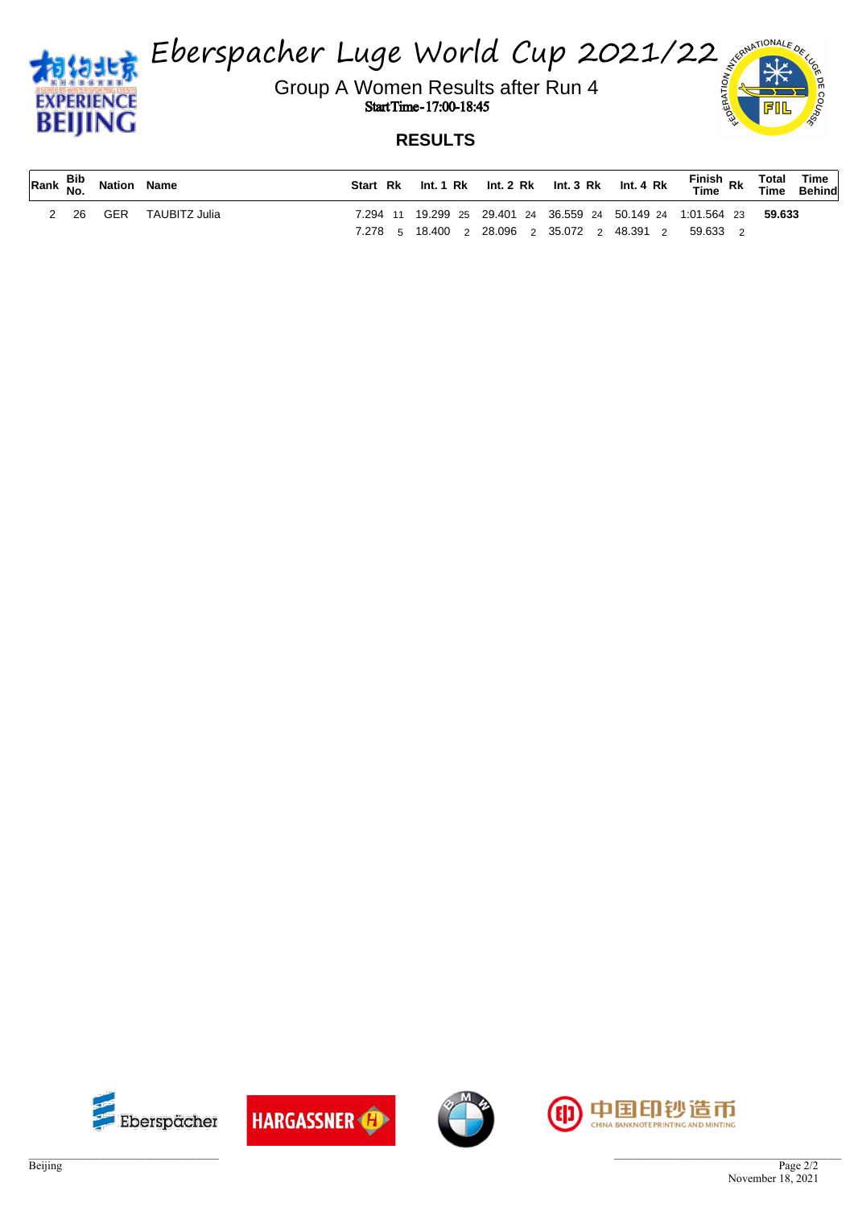# Eberspacher Luge World Cup 2021/22

Group A Women Results after Run 4

StartTime - 17:00-18:45

## RESULTS

| Rank | Bib No. | Nation | Name | Start | Rk | Int. 1 | Rk | Int. 2 | Rk | Int. 3 | Rk | Int. 4 | Rk | Finish Time | Rk | Total Time | Time Behind |
|---|---|---|---|---|---|---|---|---|---|---|---|---|---|---|---|---|---|
| 2 | 26 | GER | TAUBITZ Julia | 7.294 | 11 | 19.299 | 25 | 29.401 | 24 | 36.559 | 24 | 50.149 | 24 | 1:01.564 | 23 | **59.633** | |
| | | | | 7.278 | 5 | 18.400 | 2 | 28.096 | 2 | 35.072 | 2 | 48.391 | 2 | 59.633 | 2 | | |

Beijing

November 18, 2021